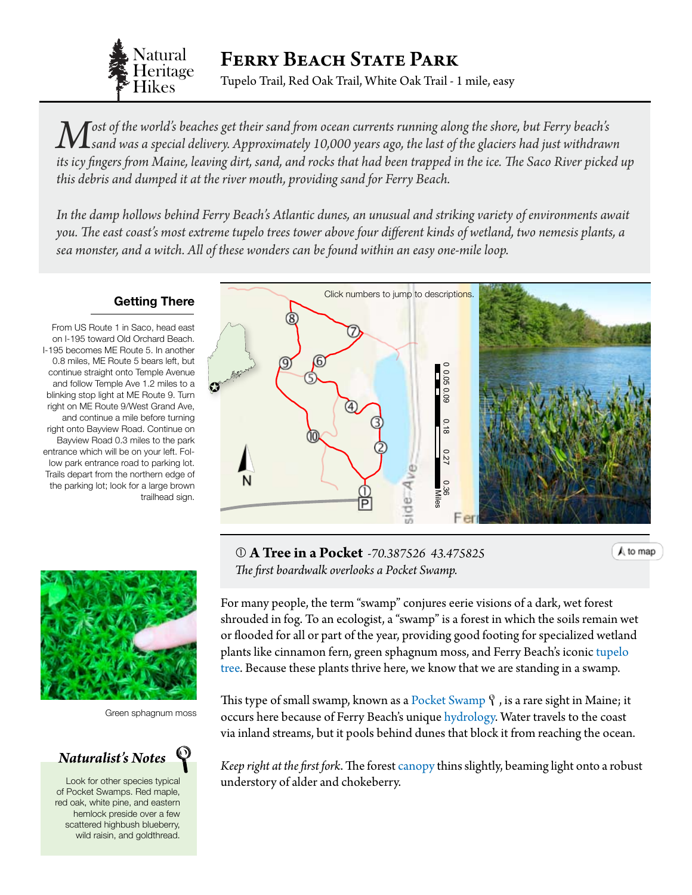# Ferry Beach State Park

Natural Heritage Hikes

Tupelo Trail, Red Oak Trail, White Oak Trail - 1 mile, easy

*Most of the world's beaches get their sand from ocean currents running along the shore, but Ferry beach's sand was a special delivery. Approximately 10,000 years ago, the last of the glaciers had just withdrawn its icy fingers from Maine, leaving dirt, sand, and rocks that had been trapped in the ice. The Saco River picked up this debris and dumped it at the river mouth, providing sand for Ferry Beach.*

*In the damp hollows behind Ferry Beach's Atlantic dunes, an unusual and striking variety of environments await you. The east coast's most extreme tupelo trees tower above four different kinds of wetland, two nemesis plants, a sea monster, and a witch. All of these wonders can be found within an easy one-mile loop.*

## Getting There

From US Route 1 in Saco, head east on I-195 toward Old Orchard Beach. I-195 becomes ME Route 5. In another 0.8 miles, ME Route 5 bears left, but continue straight onto Temple Avenue and follow Temple Ave 1.2 miles to a blinking stop light at ME Route 9. Turn right on ME Route 9/West Grand Ave, and continue a mile before turning right onto Bayview Road. Continue on Bayview Road 0.3 miles to the park entrance which will be on your left. Follow park entrance road to parking lot. Trails depart from the northern edge of the parking lot; look for a large brown trailhead sign.

Click numbers to jump to descriptions.

## ① A Tree in a Pocket *-70.387526 43.475825*

*The first boardwalk overlooks a Pocket Swamp.*

For many people, the term "swamp" conjures eerie visions of a dark, wet forest shrouded in fog. To an ecologist, a "swamp" is a forest in which the soils remain wet or flooded for all or part of the year, providing good footing for specialized wetland plants like cinnamon fern, green sphagnum moss, and Ferry Beach's iconic tupelo tree. Because these plants thrive here, we know that we are standing in a swamp.

This type of small swamp, known as a Pocket Swamp, is a rare sight in Maine; it occurs here because of Ferry Beach's unique hydrology. Water travels to the coast via inland streams, but it pools behind dunes that block it from reaching the ocean.

*Keep right at the first fork.* The forest canopy thins slightly, beaming light onto a robust understory of alder and chokeberry.

Green sphagnum moss

### *Naturalist's Notes*

Look for other species typical of Pocket Swamps. Red maple, red oak, white pine, and eastern hemlock preside over a few scattered highbush blueberry, wild raisin, and goldthread.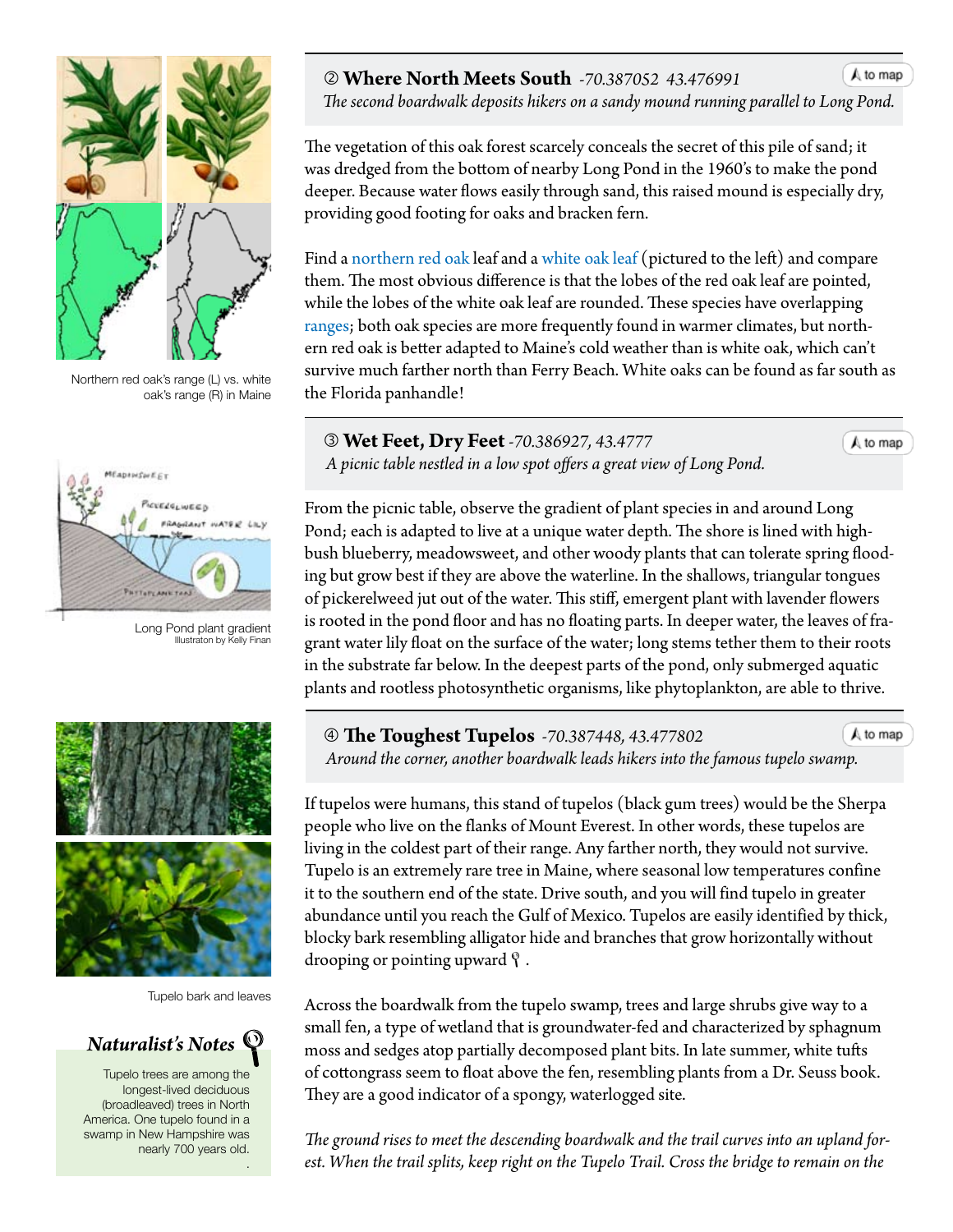## ② Where North Meets South *-70.387052 43.476991*

*The second boardwalk deposits hikers on a sandy mound running parallel to Long Pond.*

The vegetation of this oak forest scarcely conceals the secret of this pile of sand; it was dredged from the bottom of nearby Long Pond in the 1960's to make the pond deeper. Because water flows easily through sand, this raised mound is especially dry, providing good footing for oaks and bracken fern.

Find a northern red oak leaf and a white oak leaf (pictured to the left) and compare them. The most obvious difference is that the lobes of the red oak leaf are pointed, while the lobes of the white oak leaf are rounded. These species have overlapping ranges; both oak species are more frequently found in warmer climates, but northern red oak is better adapted to Maine's cold weather than is white oak, which can't survive much farther north than Ferry Beach. White oaks can be found as far south as the Florida panhandle!

Northern red oak's range (L) vs. white oak's range (R) in Maine

## ③ Wet Feet, Dry Feet *-70.386927, 43.4777*

*A picnic table nestled in a low spot offers a great view of Long Pond.*

From the picnic table, observe the gradient of plant species in and around Long Pond; each is adapted to live at a unique water depth. The shore is lined with highbush blueberry, meadowsweet, and other woody plants that can tolerate spring flooding but grow best if they are above the waterline. In the shallows, triangular tongues of pickerelweed jut out of the water. This stiff, emergent plant with lavender flowers is rooted in the pond floor and has no floating parts. In deeper water, the leaves of fragrant water lily float on the surface of the water; long stems tether them to their roots in the substrate far below. In the deepest parts of the pond, only submerged aquatic plants and rootless photosynthetic organisms, like phytoplankton, are able to thrive.

Long Pond plant gradient
Illustraton by Kelly Finan

## ④ The Toughest Tupelos *-70.387448, 43.477802*

*Around the corner, another boardwalk leads hikers into the famous tupelo swamp.*

If tupelos were humans, this stand of tupelos (black gum trees) would be the Sherpa people who live on the flanks of Mount Everest. In other words, these tupelos are living in the coldest part of their range. Any farther north, they would not survive. Tupelo is an extremely rare tree in Maine, where seasonal low temperatures confine it to the southern end of the state. Drive south, and you will find tupelo in greater abundance until you reach the Gulf of Mexico. Tupelos are easily identified by thick, blocky bark resembling alligator hide and branches that grow horizontally without drooping or pointing upward.

Across the boardwalk from the tupelo swamp, trees and large shrubs give way to a small fen, a type of wetland that is groundwater-fed and characterized by sphagnum moss and sedges atop partially decomposed plant bits. In late summer, white tufts of cottongrass seem to float above the fen, resembling plants from a Dr. Seuss book. They are a good indicator of a spongy, waterlogged site.

*The ground rises to meet the descending boardwalk and the trail curves into an upland forest. When the trail splits, keep right on the Tupelo Trail. Cross the bridge to remain on the*

Tupelo bark and leaves

### *Naturalist's Notes*

Tupelo trees are among the longest-lived deciduous (broadleaved) trees in North America. One tupelo found in a swamp in New Hampshire was nearly 700 years old.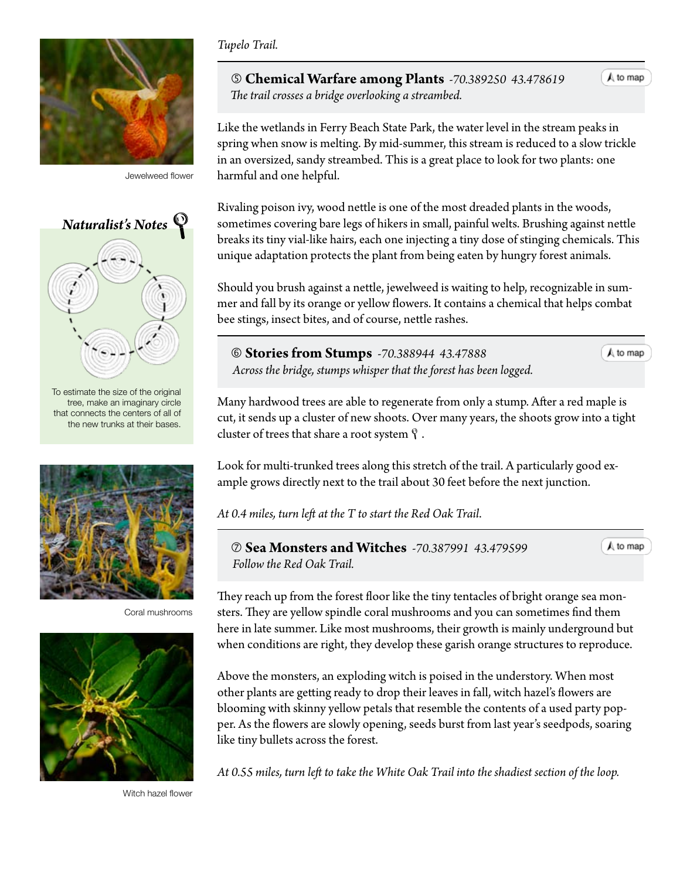*Tupelo Trail.*

### ⑤ **Chemical Warfare among Plants** *-70.389250 43.478619*

*The trail crosses a bridge overlooking a streambed.*

to map

Like the wetlands in Ferry Beach State Park, the water level in the stream peaks in spring when snow is melting. By mid-summer, this stream is reduced to a slow trickle in an oversized, sandy streambed. This is a great place to look for two plants: one harmful and one helpful.

Rivaling poison ivy, wood nettle is one of the most dreaded plants in the woods, sometimes covering bare legs of hikers in small, painful welts. Brushing against nettle breaks its tiny vial-like hairs, each one injecting a tiny dose of stinging chemicals. This unique adaptation protects the plant from being eaten by hungry forest animals.

Should you brush against a nettle, jewelweed is waiting to help, recognizable in summer and fall by its orange or yellow flowers. It contains a chemical that helps combat bee stings, insect bites, and of course, nettle rashes.

Jewelweed flower

### ⑥ **Stories from Stumps** *-70.388944 43.47888*

*Across the bridge, stumps whisper that the forest has been logged.*

to map

Many hardwood trees are able to regenerate from only a stump. After a red maple is cut, it sends up a cluster of new shoots. Over many years, the shoots grow into a tight cluster of trees that share a root system.

**Naturalist's Notes**

To estimate the size of the original tree, make an imaginary circle that connects the centers of all of the new trunks at their bases.

Look for multi-trunked trees along this stretch of the trail. A particularly good example grows directly next to the trail about 30 feet before the next junction.

*At 0.4 miles, turn left at the T to start the Red Oak Trail.*

### ⑦ **Sea Monsters and Witches** *-70.387991 43.479599*

*Follow the Red Oak Trail.*

to map

They reach up from the forest floor like the tiny tentacles of bright orange sea monsters. They are yellow spindle coral mushrooms and you can sometimes find them here in late summer. Like most mushrooms, their growth is mainly underground but when conditions are right, they develop these garish orange structures to reproduce.

Coral mushrooms

Above the monsters, an exploding witch is poised in the understory. When most other plants are getting ready to drop their leaves in fall, witch hazel's flowers are blooming with skinny yellow petals that resemble the contents of a used party popper. As the flowers are slowly opening, seeds burst from last year's seedpods, soaring like tiny bullets across the forest.

Witch hazel flower

*At 0.55 miles, turn left to take the White Oak Trail into the shadiest section of the loop.*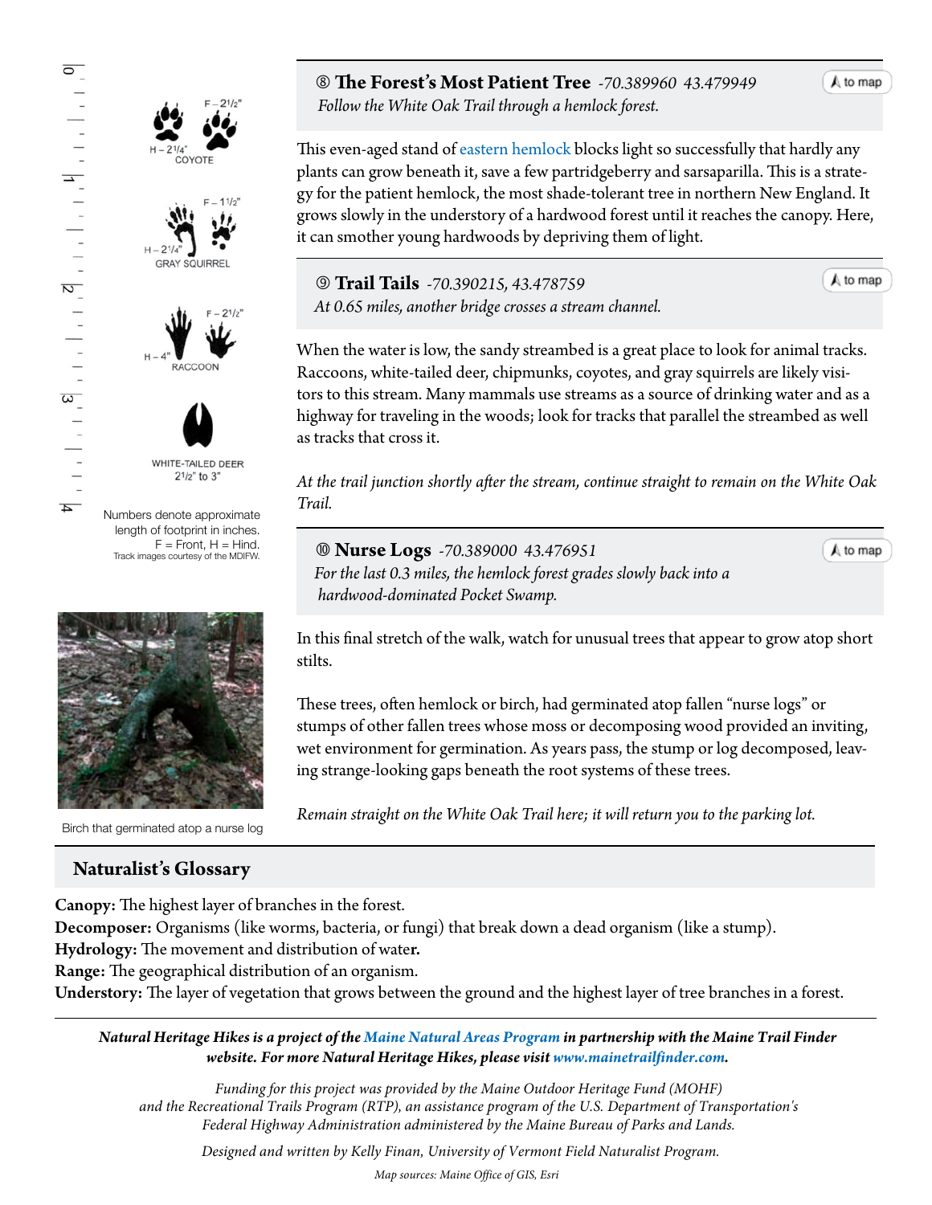### ⑧ The Forest's Most Patient Tree -70.389960 43.479949

*Follow the White Oak Trail through a hemlock forest.*

This even-aged stand of eastern hemlock blocks light so successfully that hardly any plants can grow beneath it, save a few partridgeberry and sarsaparilla. This is a strategy for the patient hemlock, the most shade-tolerant tree in northern New England. It grows slowly in the understory of a hardwood forest until it reaches the canopy. Here, it can smother young hardwoods by depriving them of light.

### ⑨ Trail Tails -70.390215, 43.478759

*At 0.65 miles, another bridge crosses a stream channel.*

When the water is low, the sandy streambed is a great place to look for animal tracks. Raccoons, white-tailed deer, chipmunks, coyotes, and gray squirrels are likely visitors to this stream. Many mammals use streams as a source of drinking water and as a highway for traveling in the woods; look for tracks that parallel the streambed as well as tracks that cross it.

*At the trail junction shortly after the stream, continue straight to remain on the White Oak Trail.*

COYOTE: H – 2 1/4", F – 2 1/2"

GRAY SQUIRREL: H – 2 1/4", F – 1 1/2"

RACCOON: H – 4", F – 2 1/2"

WHITE-TAILED DEER: 2 1/2" to 3"

Numbers denote approximate length of footprint in inches. F = Front, H = Hind. Track images courtesy of the MDIFW.

### ⑩ Nurse Logs -70.389000 43.476951

*For the last 0.3 miles, the hemlock forest grades slowly back into a hardwood-dominated Pocket Swamp.*

In this final stretch of the walk, watch for unusual trees that appear to grow atop short stilts.

These trees, often hemlock or birch, had germinated atop fallen "nurse logs" or stumps of other fallen trees whose moss or decomposing wood provided an inviting, wet environment for germination. As years pass, the stump or log decomposed, leaving strange-looking gaps beneath the root systems of these trees.

*Remain straight on the White Oak Trail here; it will return you to the parking lot.*

Birch that germinated atop a nurse log

## Naturalist's Glossary

**Canopy:** The highest layer of branches in the forest.
**Decomposer:** Organisms (like worms, bacteria, or fungi) that break down a dead organism (like a stump).
**Hydrology:** The movement and distribution of water.
**Range:** The geographical distribution of an organism.
**Understory:** The layer of vegetation that grows between the ground and the highest layer of tree branches in a forest.

***Natural Heritage Hikes is a project of the Maine Natural Areas Program in partnership with the Maine Trail Finder website. For more Natural Heritage Hikes, please visit www.mainetrailfinder.com.***

*Funding for this project was provided by the Maine Outdoor Heritage Fund (MOHF) and the Recreational Trails Program (RTP), an assistance program of the U.S. Department of Transportation's Federal Highway Administration administered by the Maine Bureau of Parks and Lands.*

*Designed and written by Kelly Finan, University of Vermont Field Naturalist Program.*

*Map sources: Maine Office of GIS, Esri*